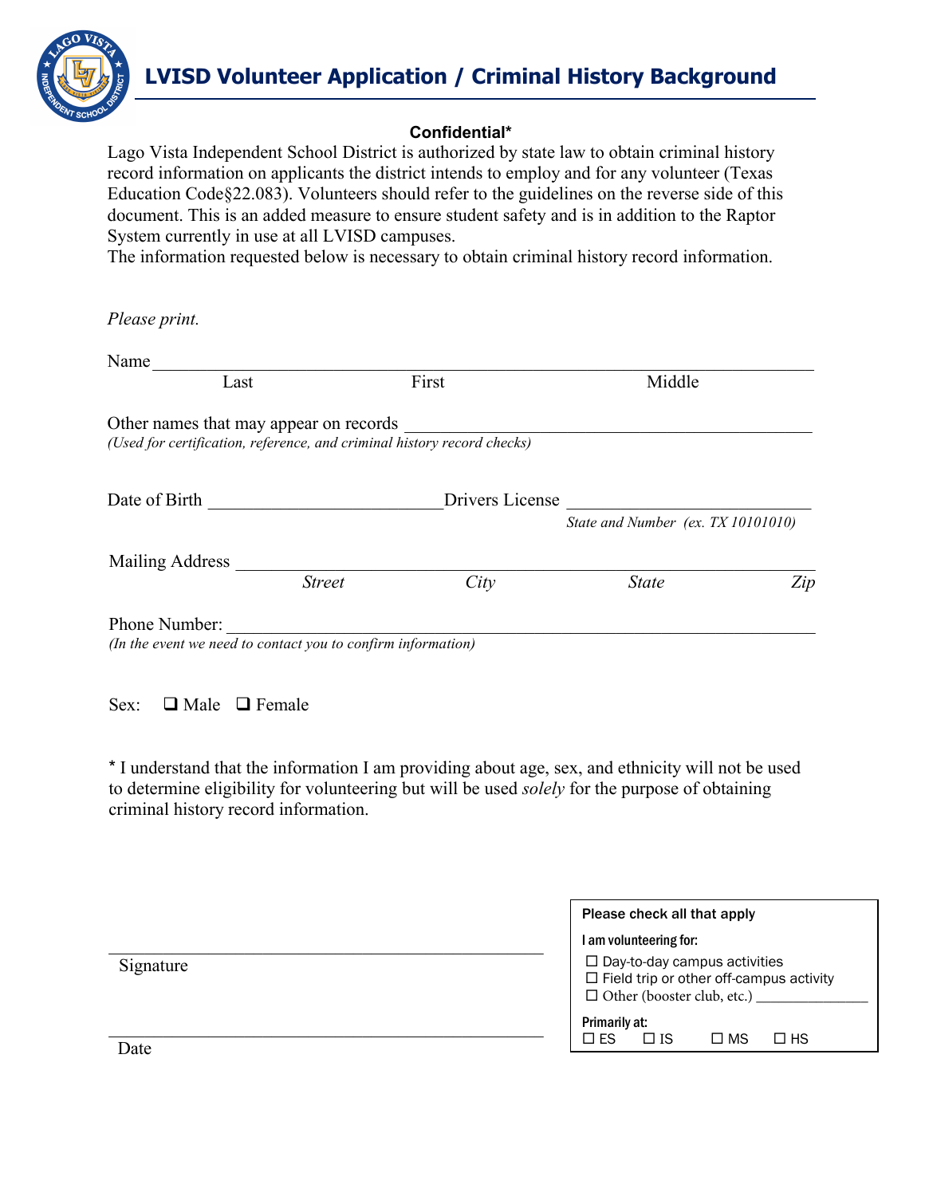# LVISD Volunteer Application / Criminal History Background

**Confidential***

Lago Vista Independent School District is authorized by state law to obtain criminal history record information on applicants the district intends to employ and for any volunteer (Texas Education Code§22.083). Volunteers should refer to the guidelines on the reverse side of this document. This is an added measure to ensure student safety and is in addition to the Raptor System currently in use at all LVISD campuses.
The information requested below is necessary to obtain criminal history record information.

*Please print.*

Name ___________________________________________________________
Last First Middle

Other names that may appear on records ________________________________
*(Used for certification, reference, and criminal history record checks)*

Date of Birth ________________________ Drivers License ________________________
*State and Number (ex. TX 10101010)*

Mailing Address ___________________________________________________________
*Street* *City* *State* *Zip*

Phone Number: ___________________________________________________________
*(In the event we need to contact you to confirm information)*

Sex: ❑ Male ❑ Female

* I understand that the information I am providing about age, sex, and ethnicity will not be used to determine eligibility for volunteering but will be used *solely* for the purpose of obtaining criminal history record information.

_______________________________________
Signature

_______________________________________
Date

**Please check all that apply**

**I am volunteering for:**

- ☐ Day-to-day campus activities
- ☐ Field trip or other off-campus activity
- ☐ Other (booster club, etc.) _______________

**Primarily at:**

☐ ES ☐ IS ☐ MS ☐ HS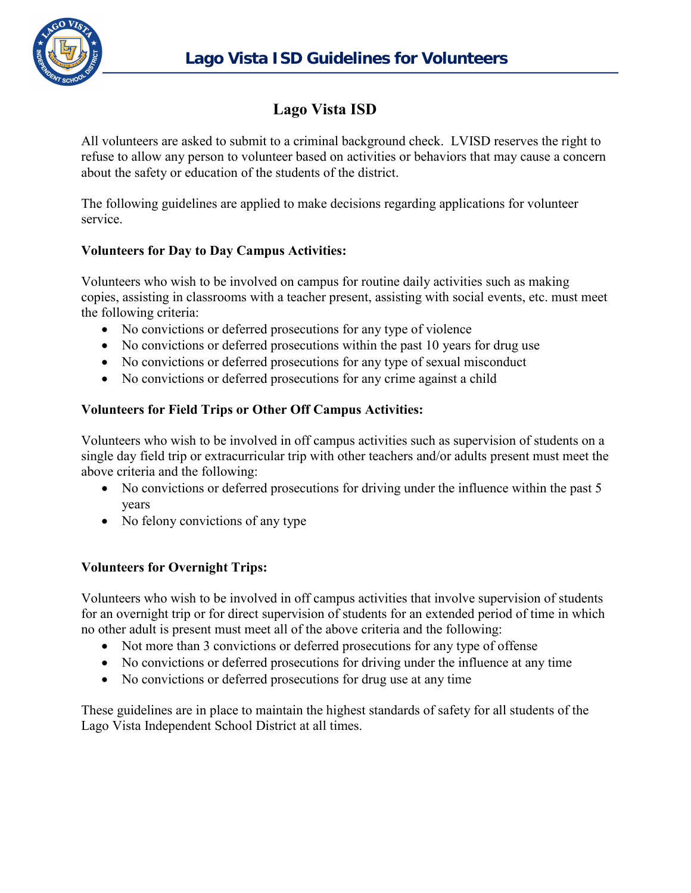# Lago Vista ISD Guidelines for Volunteers

## Lago Vista ISD

All volunteers are asked to submit to a criminal background check. LVISD reserves the right to refuse to allow any person to volunteer based on activities or behaviors that may cause a concern about the safety or education of the students of the district.

The following guidelines are applied to make decisions regarding applications for volunteer service.

**Volunteers for Day to Day Campus Activities:**

Volunteers who wish to be involved on campus for routine daily activities such as making copies, assisting in classrooms with a teacher present, assisting with social events, etc. must meet the following criteria:

- No convictions or deferred prosecutions for any type of violence
- No convictions or deferred prosecutions within the past 10 years for drug use
- No convictions or deferred prosecutions for any type of sexual misconduct
- No convictions or deferred prosecutions for any crime against a child

**Volunteers for Field Trips or Other Off Campus Activities:**

Volunteers who wish to be involved in off campus activities such as supervision of students on a single day field trip or extracurricular trip with other teachers and/or adults present must meet the above criteria and the following:

- No convictions or deferred prosecutions for driving under the influence within the past 5 years
- No felony convictions of any type

**Volunteers for Overnight Trips:**

Volunteers who wish to be involved in off campus activities that involve supervision of students for an overnight trip or for direct supervision of students for an extended period of time in which no other adult is present must meet all of the above criteria and the following:

- Not more than 3 convictions or deferred prosecutions for any type of offense
- No convictions or deferred prosecutions for driving under the influence at any time
- No convictions or deferred prosecutions for drug use at any time

These guidelines are in place to maintain the highest standards of safety for all students of the Lago Vista Independent School District at all times.